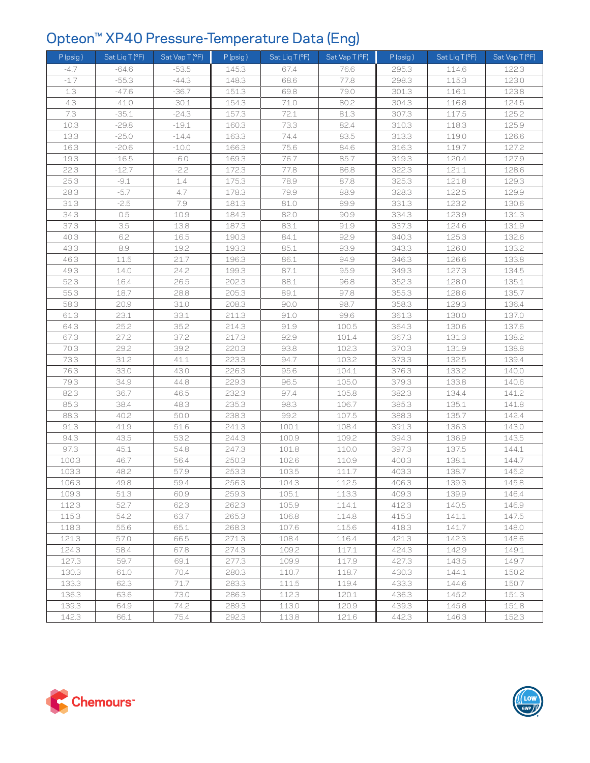# Opteon™ XP40 Pressure-Temperature Data (Eng)

| P (psig) | Sat Liq T (°F) | Sat Vap T (°F) | P (psig) | Sat Liq T (°F) | Sat Vap T (°F) | P (psig) | Sat Liq T (°F) | Sat Vap T (°F) |
|---|---|---|---|---|---|---|---|---|
| -4.7 | -64.6 | -53.5 | 145.3 | 67.4 | 76.6 | 295.3 | 114.6 | 122.3 |
| -1.7 | -55.3 | -44.3 | 148.3 | 68.6 | 77.8 | 298.3 | 115.3 | 123.0 |
| 1.3 | -47.6 | -36.7 | 151.3 | 69.8 | 79.0 | 301.3 | 116.1 | 123.8 |
| 4.3 | -41.0 | -30.1 | 154.3 | 71.0 | 80.2 | 304.3 | 116.8 | 124.5 |
| 7.3 | -35.1 | -24.3 | 157.3 | 72.1 | 81.3 | 307.3 | 117.5 | 125.2 |
| 10.3 | -29.8 | -19.1 | 160.3 | 73.3 | 82.4 | 310.3 | 118.3 | 125.9 |
| 13.3 | -25.0 | -14.4 | 163.3 | 74.4 | 83.5 | 313.3 | 119.0 | 126.6 |
| 16.3 | -20.6 | -10.0 | 166.3 | 75.6 | 84.6 | 316.3 | 119.7 | 127.2 |
| 19.3 | -16.5 | -6.0 | 169.3 | 76.7 | 85.7 | 319.3 | 120.4 | 127.9 |
| 22.3 | -12.7 | -2.2 | 172.3 | 77.8 | 86.8 | 322.3 | 121.1 | 128.6 |
| 25.3 | -9.1 | 1.4 | 175.3 | 78.9 | 87.8 | 325.3 | 121.8 | 129.3 |
| 28.3 | -5.7 | 4.7 | 178.3 | 79.9 | 88.9 | 328.3 | 122.5 | 129.9 |
| 31.3 | -2.5 | 7.9 | 181.3 | 81.0 | 89.9 | 331.3 | 123.2 | 130.6 |
| 34.3 | 0.5 | 10.9 | 184.3 | 82.0 | 90.9 | 334.3 | 123.9 | 131.3 |
| 37.3 | 3.5 | 13.8 | 187.3 | 83.1 | 91.9 | 337.3 | 124.6 | 131.9 |
| 40.3 | 6.2 | 16.5 | 190.3 | 84.1 | 92.9 | 340.3 | 125.3 | 132.6 |
| 43.3 | 8.9 | 19.2 | 193.3 | 85.1 | 93.9 | 343.3 | 126.0 | 133.2 |
| 46.3 | 11.5 | 21.7 | 196.3 | 86.1 | 94.9 | 346.3 | 126.6 | 133.8 |
| 49.3 | 14.0 | 24.2 | 199.3 | 87.1 | 95.9 | 349.3 | 127.3 | 134.5 |
| 52.3 | 16.4 | 26.5 | 202.3 | 88.1 | 96.8 | 352.3 | 128.0 | 135.1 |
| 55.3 | 18.7 | 28.8 | 205.3 | 89.1 | 97.8 | 355.3 | 128.6 | 135.7 |
| 58.3 | 20.9 | 31.0 | 208.3 | 90.0 | 98.7 | 358.3 | 129.3 | 136.4 |
| 61.3 | 23.1 | 33.1 | 211.3 | 91.0 | 99.6 | 361.3 | 130.0 | 137.0 |
| 64.3 | 25.2 | 35.2 | 214.3 | 91.9 | 100.5 | 364.3 | 130.6 | 137.6 |
| 67.3 | 27.2 | 37.2 | 217.3 | 92.9 | 101.4 | 367.3 | 131.3 | 138.2 |
| 70.3 | 29.2 | 39.2 | 220.3 | 93.8 | 102.3 | 370.3 | 131.9 | 138.8 |
| 73.3 | 31.2 | 41.1 | 223.3 | 94.7 | 103.2 | 373.3 | 132.5 | 139.4 |
| 76.3 | 33.0 | 43.0 | 226.3 | 95.6 | 104.1 | 376.3 | 133.2 | 140.0 |
| 79.3 | 34.9 | 44.8 | 229.3 | 96.5 | 105.0 | 379.3 | 133.8 | 140.6 |
| 82.3 | 36.7 | 46.5 | 232.3 | 97.4 | 105.8 | 382.3 | 134.4 | 141.2 |
| 85.3 | 38.4 | 48.3 | 235.3 | 98.3 | 106.7 | 385.3 | 135.1 | 141.8 |
| 88.3 | 40.2 | 50.0 | 238.3 | 99.2 | 107.5 | 388.3 | 135.7 | 142.4 |
| 91.3 | 41.9 | 51.6 | 241.3 | 100.1 | 108.4 | 391.3 | 136.3 | 143.0 |
| 94.3 | 43.5 | 53.2 | 244.3 | 100.9 | 109.2 | 394.3 | 136.9 | 143.5 |
| 97.3 | 45.1 | 54.8 | 247.3 | 101.8 | 110.0 | 397.3 | 137.5 | 144.1 |
| 100.3 | 46.7 | 56.4 | 250.3 | 102.6 | 110.9 | 400.3 | 138.1 | 144.7 |
| 103.3 | 48.2 | 57.9 | 253.3 | 103.5 | 111.7 | 403.3 | 138.7 | 145.2 |
| 106.3 | 49.8 | 59.4 | 256.3 | 104.3 | 112.5 | 406.3 | 139.3 | 145.8 |
| 109.3 | 51.3 | 60.9 | 259.3 | 105.1 | 113.3 | 409.3 | 139.9 | 146.4 |
| 112.3 | 52.7 | 62.3 | 262.3 | 105.9 | 114.1 | 412.3 | 140.5 | 146.9 |
| 115.3 | 54.2 | 63.7 | 265.3 | 106.8 | 114.8 | 415.3 | 141.1 | 147.5 |
| 118.3 | 55.6 | 65.1 | 268.3 | 107.6 | 115.6 | 418.3 | 141.7 | 148.0 |
| 121.3 | 57.0 | 66.5 | 271.3 | 108.4 | 116.4 | 421.3 | 142.3 | 148.6 |
| 124.3 | 58.4 | 67.8 | 274.3 | 109.2 | 117.1 | 424.3 | 142.9 | 149.1 |
| 127.3 | 59.7 | 69.1 | 277.3 | 109.9 | 117.9 | 427.3 | 143.5 | 149.7 |
| 130.3 | 61.0 | 70.4 | 280.3 | 110.7 | 118.7 | 430.3 | 144.1 | 150.2 |
| 133.3 | 62.3 | 71.7 | 283.3 | 111.5 | 119.4 | 433.3 | 144.6 | 150.7 |
| 136.3 | 63.6 | 73.0 | 286.3 | 112.3 | 120.1 | 436.3 | 145.2 | 151.3 |
| 139.3 | 64.9 | 74.2 | 289.3 | 113.0 | 120.9 | 439.3 | 145.8 | 151.8 |
| 142.3 | 66.1 | 75.4 | 292.3 | 113.8 | 121.6 | 442.3 | 146.3 | 152.3 |

Chemours™

LOW GWP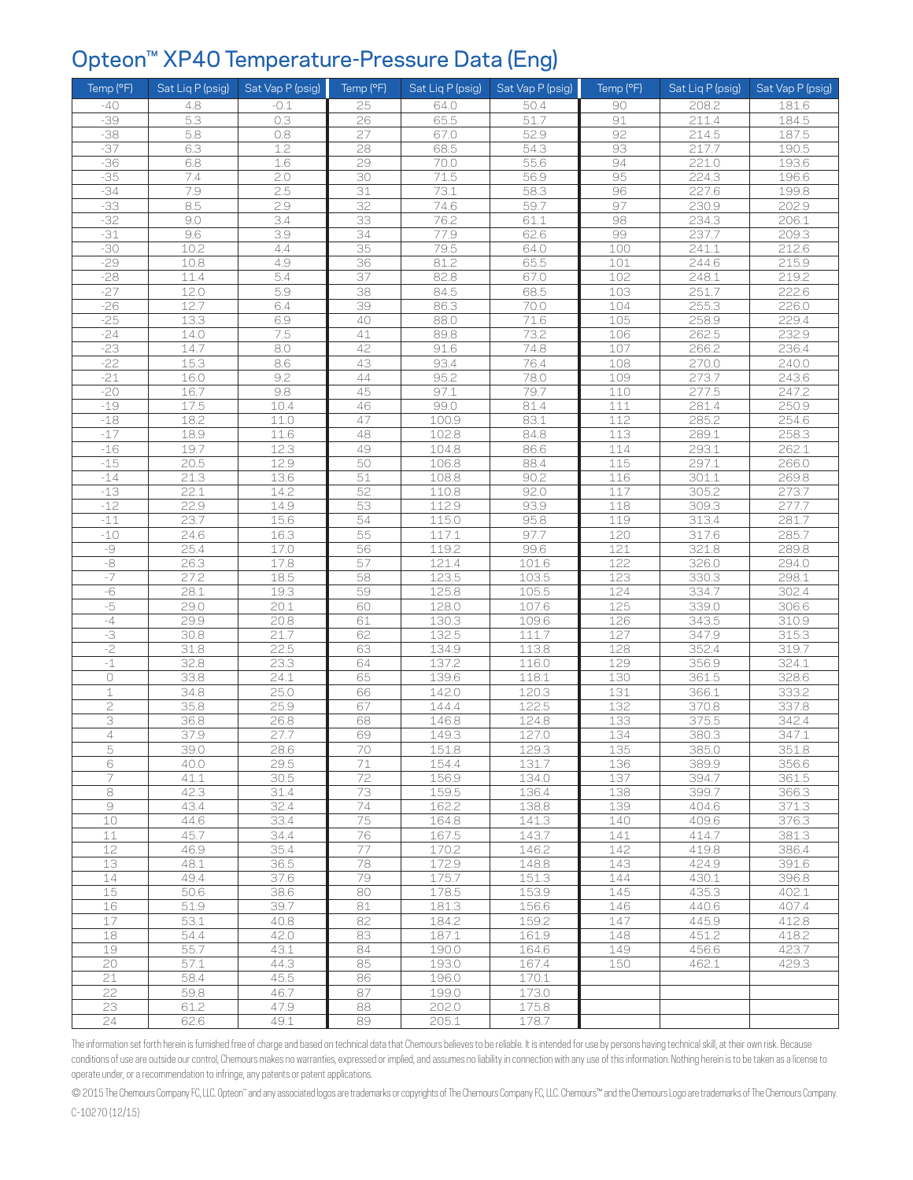# Opteon™ XP40 Temperature-Pressure Data (Eng)

| Temp (°F) | Sat Liq P (psig) | Sat Vap P (psig) | Temp (°F) | Sat Liq P (psig) | Sat Vap P (psig) | Temp (°F) | Sat Liq P (psig) | Sat Vap P (psig) |
|---|---|---|---|---|---|---|---|---|
| -40 | 4.8 | -0.1 | 25 | 64.0 | 50.4 | 90 | 208.2 | 181.6 |
| -39 | 5.3 | 0.3 | 26 | 65.5 | 51.7 | 91 | 211.4 | 184.5 |
| -38 | 5.8 | 0.8 | 27 | 67.0 | 52.9 | 92 | 214.5 | 187.5 |
| -37 | 6.3 | 1.2 | 28 | 68.5 | 54.3 | 93 | 217.7 | 190.5 |
| -36 | 6.8 | 1.6 | 29 | 70.0 | 55.6 | 94 | 221.0 | 193.6 |
| -35 | 7.4 | 2.0 | 30 | 71.5 | 56.9 | 95 | 224.3 | 196.6 |
| -34 | 7.9 | 2.5 | 31 | 73.1 | 58.3 | 96 | 227.6 | 199.8 |
| -33 | 8.5 | 2.9 | 32 | 74.6 | 59.7 | 97 | 230.9 | 202.9 |
| -32 | 9.0 | 3.4 | 33 | 76.2 | 61.1 | 98 | 234.3 | 206.1 |
| -31 | 9.6 | 3.9 | 34 | 77.9 | 62.6 | 99 | 237.7 | 209.3 |
| -30 | 10.2 | 4.4 | 35 | 79.5 | 64.0 | 100 | 241.1 | 212.6 |
| -29 | 10.8 | 4.9 | 36 | 81.2 | 65.5 | 101 | 244.6 | 215.9 |
| -28 | 11.4 | 5.4 | 37 | 82.8 | 67.0 | 102 | 248.1 | 219.2 |
| -27 | 12.0 | 5.9 | 38 | 84.5 | 68.5 | 103 | 251.7 | 222.6 |
| -26 | 12.7 | 6.4 | 39 | 86.3 | 70.0 | 104 | 255.3 | 226.0 |
| -25 | 13.3 | 6.9 | 40 | 88.0 | 71.6 | 105 | 258.9 | 229.4 |
| -24 | 14.0 | 7.5 | 41 | 89.8 | 73.2 | 106 | 262.5 | 232.9 |
| -23 | 14.7 | 8.0 | 42 | 91.6 | 74.8 | 107 | 266.2 | 236.4 |
| -22 | 15.3 | 8.6 | 43 | 93.4 | 76.4 | 108 | 270.0 | 240.0 |
| -21 | 16.0 | 9.2 | 44 | 95.2 | 78.0 | 109 | 273.7 | 243.6 |
| -20 | 16.7 | 9.8 | 45 | 97.1 | 79.7 | 110 | 277.5 | 247.2 |
| -19 | 17.5 | 10.4 | 46 | 99.0 | 81.4 | 111 | 281.4 | 250.9 |
| -18 | 18.2 | 11.0 | 47 | 100.9 | 83.1 | 112 | 285.2 | 254.6 |
| -17 | 18.9 | 11.6 | 48 | 102.8 | 84.8 | 113 | 289.1 | 258.3 |
| -16 | 19.7 | 12.3 | 49 | 104.8 | 86.6 | 114 | 293.1 | 262.1 |
| -15 | 20.5 | 12.9 | 50 | 106.8 | 88.4 | 115 | 297.1 | 266.0 |
| -14 | 21.3 | 13.6 | 51 | 108.8 | 90.2 | 116 | 301.1 | 269.8 |
| -13 | 22.1 | 14.2 | 52 | 110.8 | 92.0 | 117 | 305.2 | 273.7 |
| -12 | 22.9 | 14.9 | 53 | 112.9 | 93.9 | 118 | 309.3 | 277.7 |
| -11 | 23.7 | 15.6 | 54 | 115.0 | 95.8 | 119 | 313.4 | 281.7 |
| -10 | 24.6 | 16.3 | 55 | 117.1 | 97.7 | 120 | 317.6 | 285.7 |
| -9 | 25.4 | 17.0 | 56 | 119.2 | 99.6 | 121 | 321.8 | 289.8 |
| -8 | 26.3 | 17.8 | 57 | 121.4 | 101.6 | 122 | 326.0 | 294.0 |
| -7 | 27.2 | 18.5 | 58 | 123.5 | 103.5 | 123 | 330.3 | 298.1 |
| -6 | 28.1 | 19.3 | 59 | 125.8 | 105.5 | 124 | 334.7 | 302.4 |
| -5 | 29.0 | 20.1 | 60 | 128.0 | 107.6 | 125 | 339.0 | 306.6 |
| -4 | 29.9 | 20.8 | 61 | 130.3 | 109.6 | 126 | 343.5 | 310.9 |
| -3 | 30.8 | 21.7 | 62 | 132.5 | 111.7 | 127 | 347.9 | 315.3 |
| -2 | 31.8 | 22.5 | 63 | 134.9 | 113.8 | 128 | 352.4 | 319.7 |
| -1 | 32.8 | 23.3 | 64 | 137.2 | 116.0 | 129 | 356.9 | 324.1 |
| 0 | 33.8 | 24.1 | 65 | 139.6 | 118.1 | 130 | 361.5 | 328.6 |
| 1 | 34.8 | 25.0 | 66 | 142.0 | 120.3 | 131 | 366.1 | 333.2 |
| 2 | 35.8 | 25.9 | 67 | 144.4 | 122.5 | 132 | 370.8 | 337.8 |
| 3 | 36.8 | 26.8 | 68 | 146.8 | 124.8 | 133 | 375.5 | 342.4 |
| 4 | 37.9 | 27.7 | 69 | 149.3 | 127.0 | 134 | 380.3 | 347.1 |
| 5 | 39.0 | 28.6 | 70 | 151.8 | 129.3 | 135 | 385.0 | 351.8 |
| 6 | 40.0 | 29.5 | 71 | 154.4 | 131.7 | 136 | 389.9 | 356.6 |
| 7 | 41.1 | 30.5 | 72 | 156.9 | 134.0 | 137 | 394.7 | 361.5 |
| 8 | 42.3 | 31.4 | 73 | 159.5 | 136.4 | 138 | 399.7 | 366.3 |
| 9 | 43.4 | 32.4 | 74 | 162.2 | 138.8 | 139 | 404.6 | 371.3 |
| 10 | 44.6 | 33.4 | 75 | 164.8 | 141.3 | 140 | 409.6 | 376.3 |
| 11 | 45.7 | 34.4 | 76 | 167.5 | 143.7 | 141 | 414.7 | 381.3 |
| 12 | 46.9 | 35.4 | 77 | 170.2 | 146.2 | 142 | 419.8 | 386.4 |
| 13 | 48.1 | 36.5 | 78 | 172.9 | 148.8 | 143 | 424.9 | 391.6 |
| 14 | 49.4 | 37.6 | 79 | 175.7 | 151.3 | 144 | 430.1 | 396.8 |
| 15 | 50.6 | 38.6 | 80 | 178.5 | 153.9 | 145 | 435.3 | 402.1 |
| 16 | 51.9 | 39.7 | 81 | 181.3 | 156.6 | 146 | 440.6 | 407.4 |
| 17 | 53.1 | 40.8 | 82 | 184.2 | 159.2 | 147 | 445.9 | 412.8 |
| 18 | 54.4 | 42.0 | 83 | 187.1 | 161.9 | 148 | 451.2 | 418.2 |
| 19 | 55.7 | 43.1 | 84 | 190.0 | 164.6 | 149 | 456.6 | 423.7 |
| 20 | 57.1 | 44.3 | 85 | 193.0 | 167.4 | 150 | 462.1 | 429.3 |
| 21 | 58.4 | 45.5 | 86 | 196.0 | 170.1 | | | |
| 22 | 59.8 | 46.7 | 87 | 199.0 | 173.0 | | | |
| 23 | 61.2 | 47.9 | 88 | 202.0 | 175.8 | | | |
| 24 | 62.6 | 49.1 | 89 | 205.1 | 178.7 | | | |

The information set forth herein is furnished free of charge and based on technical data that Chemours believes to be reliable. It is intended for use by persons having technical skill, at their own risk. Because conditions of use are outside our control, Chemours makes no warranties, expressed or implied, and assumes no liability in connection with any use of this information. Nothing herein is to be taken as a license to operate under, or a recommendation to infringe, any patents or patent applications.

© 2015 The Chemours Company FC, LLC. Opteon™ and any associated logos are trademarks or copyrights of The Chemours Company FC, LLC. Chemours™ and the Chemours Logo are trademarks of The Chemours Company.

C-10270 (12/15)